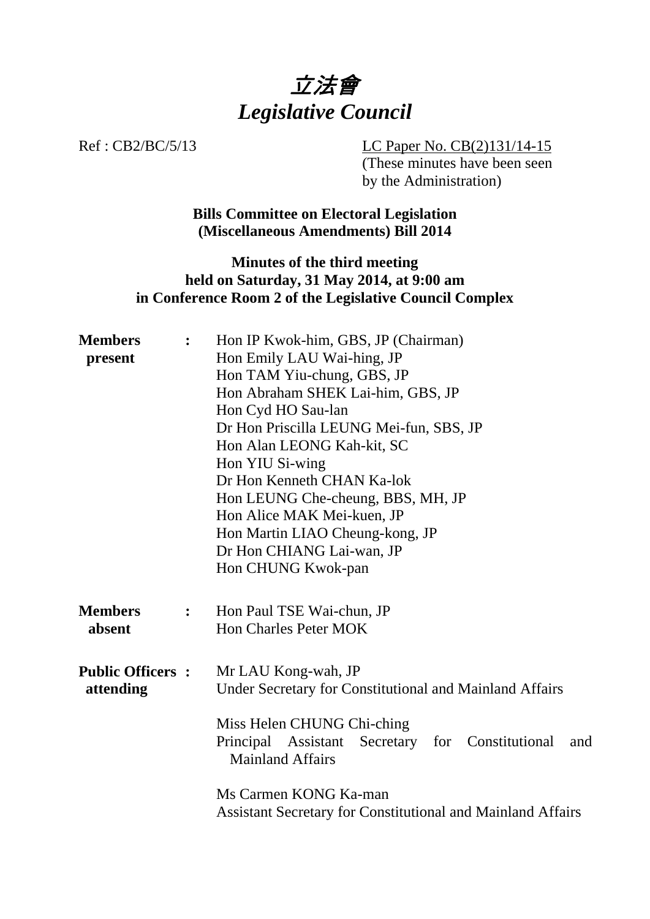# *立法會*
# *Legislative Council*

Ref : CB2/BC/5/13

LC Paper No. CB(2)131/14-15
(These minutes have been seen by the Administration)

**Bills Committee on Electoral Legislation (Miscellaneous Amendments) Bill 2014**

**Minutes of the third meeting held on Saturday, 31 May 2014, at 9:00 am in Conference Room 2 of the Legislative Council Complex**

| | | |
|---|---|---|
| **Members present** | **:** | Hon IP Kwok-him, GBS, JP (Chairman)<br>Hon Emily LAU Wai-hing, JP<br>Hon TAM Yiu-chung, GBS, JP<br>Hon Abraham SHEK Lai-him, GBS, JP<br>Hon Cyd HO Sau-lan<br>Dr Hon Priscilla LEUNG Mei-fun, SBS, JP<br>Hon Alan LEONG Kah-kit, SC<br>Hon YIU Si-wing<br>Dr Hon Kenneth CHAN Ka-lok<br>Hon LEUNG Che-cheung, BBS, MH, JP<br>Hon Alice MAK Mei-kuen, JP<br>Hon Martin LIAO Cheung-kong, JP<br>Dr Hon CHIANG Lai-wan, JP<br>Hon CHUNG Kwok-pan |
| **Members absent** | **:** | Hon Paul TSE Wai-chun, JP<br>Hon Charles Peter MOK |
| **Public Officers attending** | **:** | Mr LAU Kong-wah, JP<br>Under Secretary for Constitutional and Mainland Affairs<br><br>Miss Helen CHUNG Chi-ching<br>Principal Assistant Secretary for Constitutional and Mainland Affairs<br><br>Ms Carmen KONG Ka-man<br>Assistant Secretary for Constitutional and Mainland Affairs |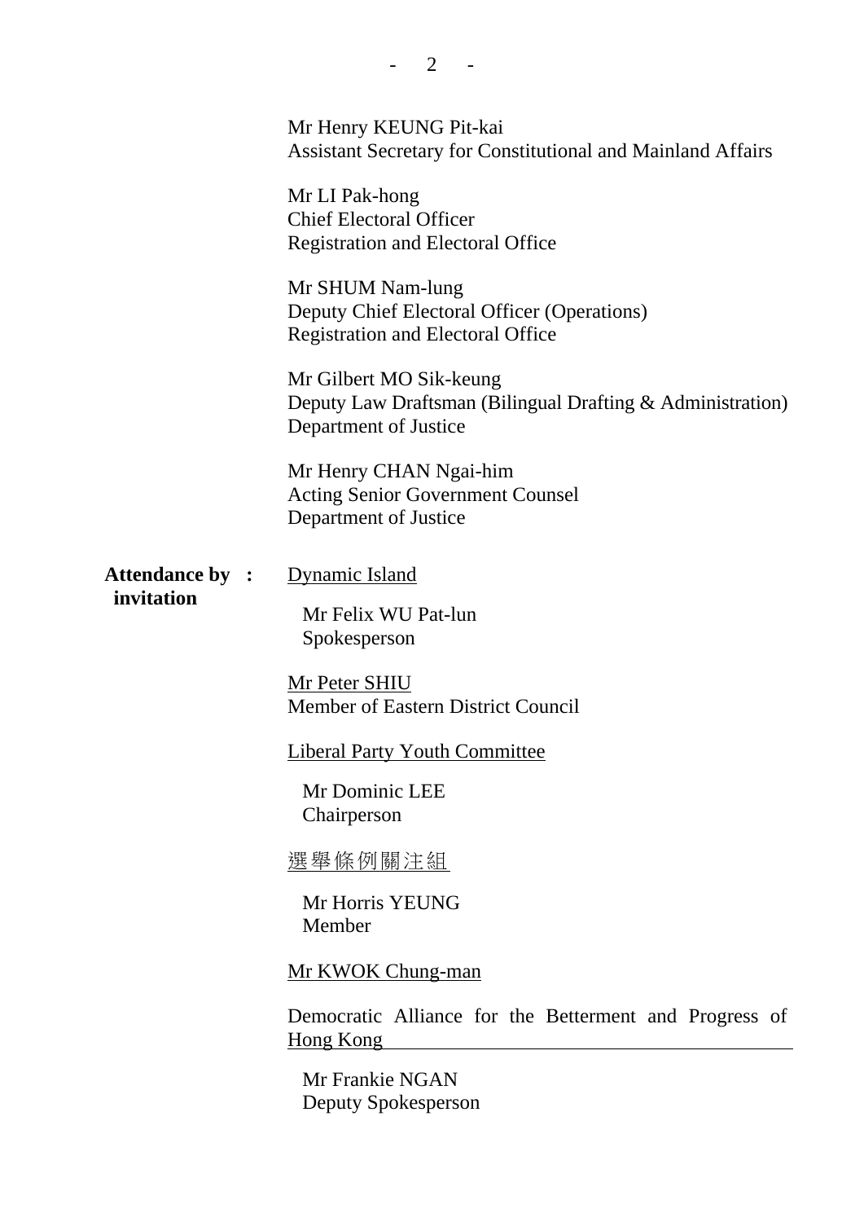Mr Henry KEUNG Pit-kai
Assistant Secretary for Constitutional and Mainland Affairs

Mr LI Pak-hong
Chief Electoral Officer
Registration and Electoral Office

Mr SHUM Nam-lung
Deputy Chief Electoral Officer (Operations)
Registration and Electoral Office

Mr Gilbert MO Sik-keung
Deputy Law Draftsman (Bilingual Drafting & Administration)
Department of Justice

Mr Henry CHAN Ngai-him
Acting Senior Government Counsel
Department of Justice

**Attendance by invitation :**

Dynamic Island

Mr Felix WU Pat-lun
Spokesperson

Mr Peter SHIU
Member of Eastern District Council

Liberal Party Youth Committee

Mr Dominic LEE
Chairperson

選舉條例關注組

Mr Horris YEUNG
Member

Mr KWOK Chung-man

Democratic Alliance for the Betterment and Progress of Hong Kong

Mr Frankie NGAN
Deputy Spokesperson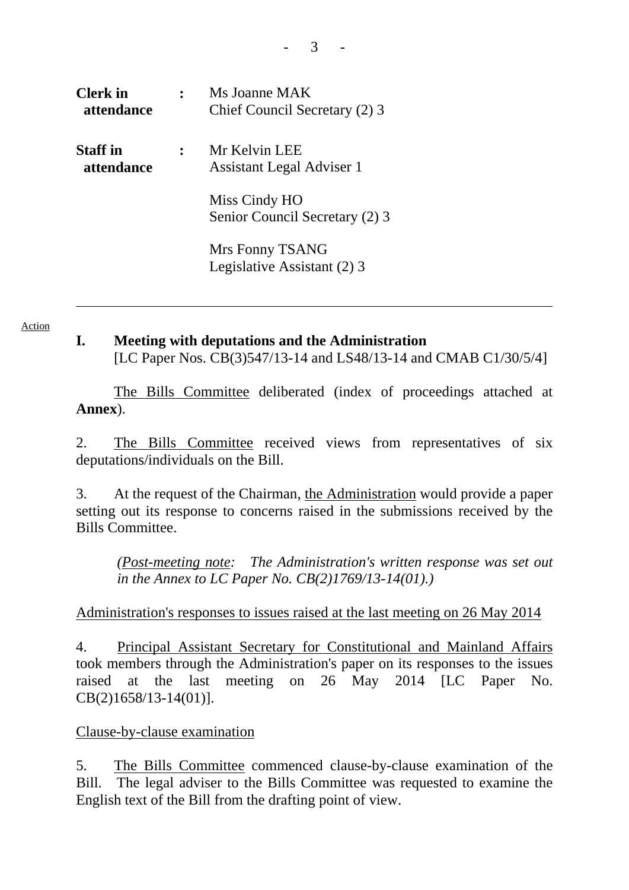| | | |
|---|---|---|
| **Clerk in attendance** | **:** | Ms Joanne MAK<br>Chief Council Secretary (2) 3 |
| **Staff in attendance** | **:** | Mr Kelvin LEE<br>Assistant Legal Adviser 1<br><br>Miss Cindy HO<br>Senior Council Secretary (2) 3<br><br>Mrs Fonny TSANG<br>Legislative Assistant (2) 3 |

---

Action

## I. Meeting with deputations and the Administration

[LC Paper Nos. CB(3)547/13-14 and LS48/13-14 and CMAB C1/30/5/4]

The Bills Committee deliberated (index of proceedings attached at **Annex**).

2. The Bills Committee received views from representatives of six deputations/individuals on the Bill.

3. At the request of the Chairman, the Administration would provide a paper setting out its response to concerns raised in the submissions received by the Bills Committee.

*(Post-meeting note: The Administration's written response was set out in the Annex to LC Paper No. CB(2)1769/13-14(01).)*

Administration's responses to issues raised at the last meeting on 26 May 2014

4. Principal Assistant Secretary for Constitutional and Mainland Affairs took members through the Administration's paper on its responses to the issues raised at the last meeting on 26 May 2014 [LC Paper No. CB(2)1658/13-14(01)].

Clause-by-clause examination

5. The Bills Committee commenced clause-by-clause examination of the Bill. The legal adviser to the Bills Committee was requested to examine the English text of the Bill from the drafting point of view.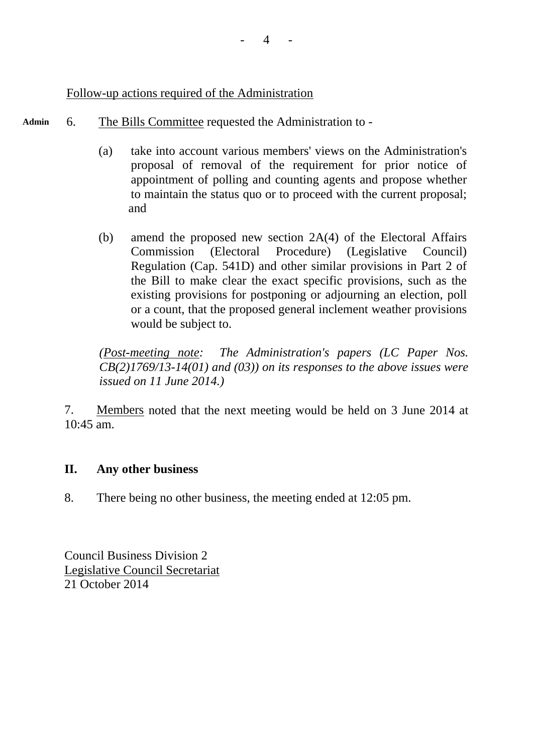<u>Follow-up actions required of the Administration</u>

Admin 6. <u>The Bills Committee</u> requested the Administration to -

(a) take into account various members' views on the Administration's proposal of removal of the requirement for prior notice of appointment of polling and counting agents and propose whether to maintain the status quo or to proceed with the current proposal; and

(b) amend the proposed new section 2A(4) of the Electoral Affairs Commission (Electoral Procedure) (Legislative Council) Regulation (Cap. 541D) and other similar provisions in Part 2 of the Bill to make clear the exact specific provisions, such as the existing provisions for postponing or adjourning an election, poll or a count, that the proposed general inclement weather provisions would be subject to.

*(<u>Post-meeting note</u>: The Administration's papers (LC Paper Nos. CB(2)1769/13-14(01) and (03)) on its responses to the above issues were issued on 11 June 2014.)*

7. <u>Members</u> noted that the next meeting would be held on 3 June 2014 at 10:45 am.

**II. Any other business**

8. There being no other business, the meeting ended at 12:05 pm.

Council Business Division 2
<u>Legislative Council Secretariat</u>
21 October 2014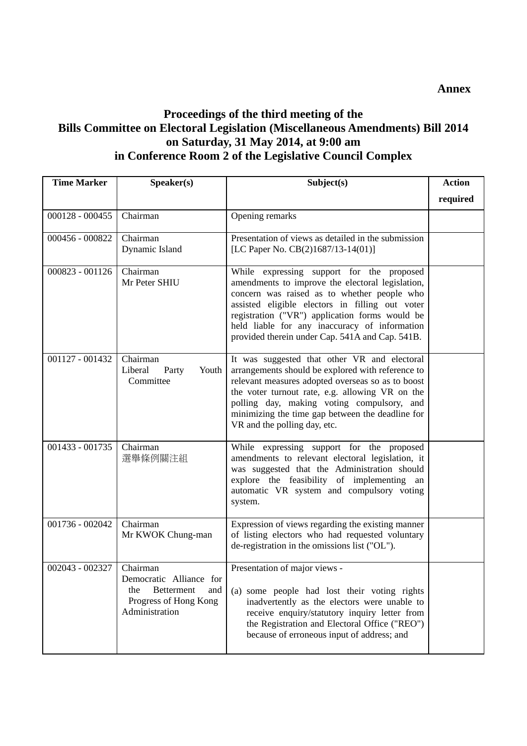**Annex**

# Proceedings of the third meeting of the Bills Committee on Electoral Legislation (Miscellaneous Amendments) Bill 2014 on Saturday, 31 May 2014, at 9:00 am in Conference Room 2 of the Legislative Council Complex

| Time Marker | Speaker(s) | Subject(s) | Action required |
|---|---|---|---|
| 000128 - 000455 | Chairman | Opening remarks | |
| 000456 - 000822 | Chairman<br>Dynamic Island | Presentation of views as detailed in the submission [LC Paper No. CB(2)1687/13-14(01)] | |
| 000823 - 001126 | Chairman<br>Mr Peter SHIU | While expressing support for the proposed amendments to improve the electoral legislation, concern was raised as to whether people who assisted eligible electors in filling out voter registration ("VR") application forms would be held liable for any inaccuracy of information provided therein under Cap. 541A and Cap. 541B. | |
| 001127 - 001432 | Chairman<br>Liberal Party Youth Committee | It was suggested that other VR and electoral arrangements should be explored with reference to relevant measures adopted overseas so as to boost the voter turnout rate, e.g. allowing VR on the polling day, making voting compulsory, and minimizing the time gap between the deadline for VR and the polling day, etc. | |
| 001433 - 001735 | Chairman<br>選舉條例關注組 | While expressing support for the proposed amendments to relevant electoral legislation, it was suggested that the Administration should explore the feasibility of implementing an automatic VR system and compulsory voting system. | |
| 001736 - 002042 | Chairman<br>Mr KWOK Chung-man | Expression of views regarding the existing manner of listing electors who had requested voluntary de-registration in the omissions list ("OL"). | |
| 002043 - 002327 | Chairman<br>Democratic Alliance for the Betterment and Progress of Hong Kong Administration | Presentation of major views -<br><br>(a) some people had lost their voting rights inadvertently as the electors were unable to receive enquiry/statutory inquiry letter from the Registration and Electoral Office ("REO") because of erroneous input of address; and | |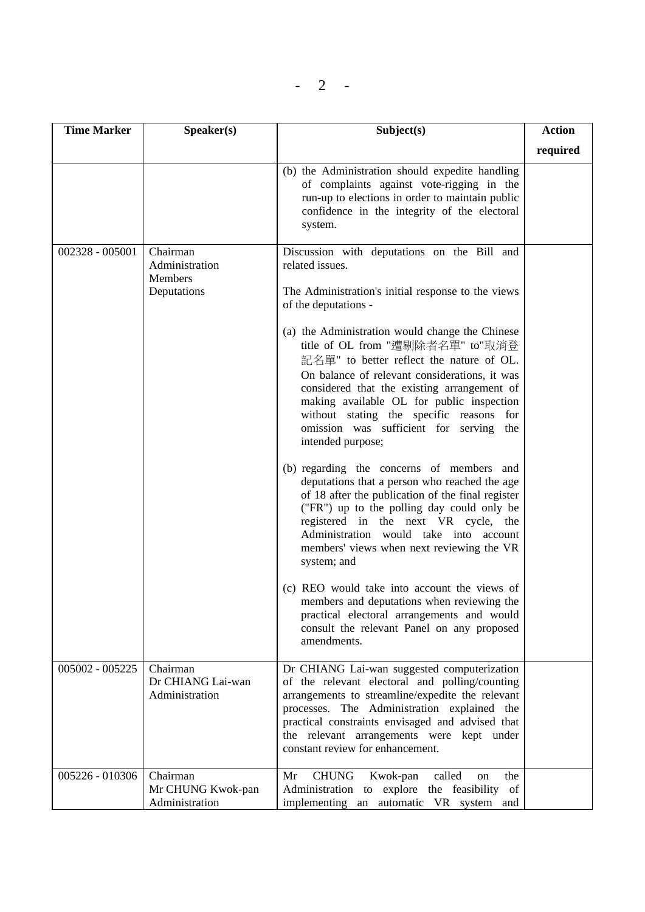| Time Marker | Speaker(s) | Subject(s) | Action required |
|---|---|---|---|
| | | (b) the Administration should expedite handling of complaints against vote-rigging in the run-up to elections in order to maintain public confidence in the integrity of the electoral system. | |
| 002328 - 005001 | Chairman<br>Administration<br>Members<br>Deputations | Discussion with deputations on the Bill and related issues.<br><br>The Administration's initial response to the views of the deputations -<br><br>(a) the Administration would change the Chinese title of OL from "遭剔除者名單" to"取消登記名單" to better reflect the nature of OL. On balance of relevant considerations, it was considered that the existing arrangement of making available OL for public inspection without stating the specific reasons for omission was sufficient for serving the intended purpose;<br><br>(b) regarding the concerns of members and deputations that a person who reached the age of 18 after the publication of the final register ("FR") up to the polling day could only be registered in the next VR cycle, the Administration would take into account members' views when next reviewing the VR system; and<br><br>(c) REO would take into account the views of members and deputations when reviewing the practical electoral arrangements and would consult the relevant Panel on any proposed amendments. | |
| 005002 - 005225 | Chairman<br>Dr CHIANG Lai-wan<br>Administration | Dr CHIANG Lai-wan suggested computerization of the relevant electoral and polling/counting arrangements to streamline/expedite the relevant processes. The Administration explained the practical constraints envisaged and advised that the relevant arrangements were kept under constant review for enhancement. | |
| 005226 - 010306 | Chairman<br>Mr CHUNG Kwok-pan<br>Administration | Mr CHUNG Kwok-pan called on the Administration to explore the feasibility of implementing an automatic VR system and | |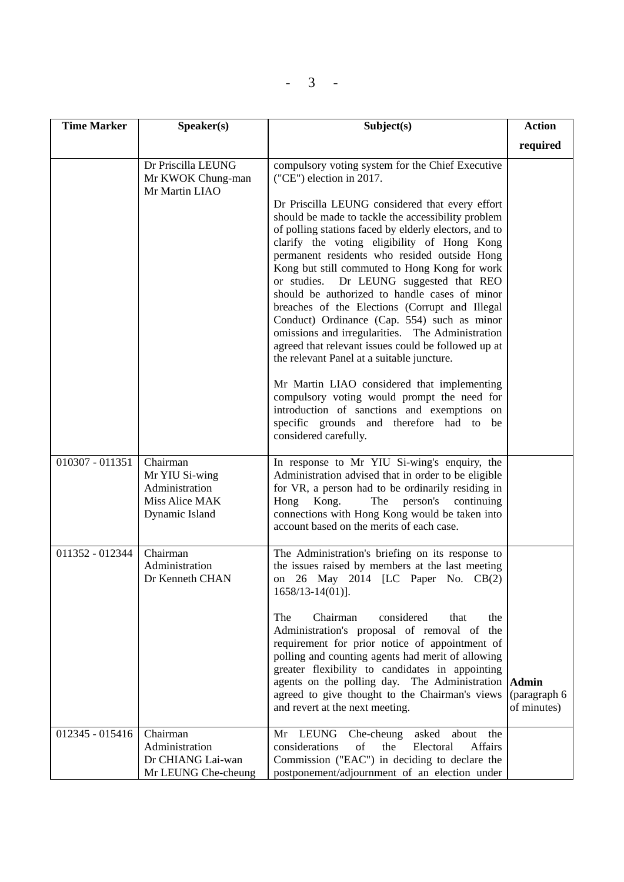| Time Marker | Speaker(s) | Subject(s) | Action required |
|---|---|---|---|
| | Dr Priscilla LEUNG<br>Mr KWOK Chung-man<br>Mr Martin LIAO | compulsory voting system for the Chief Executive ("CE") election in 2017.<br><br>Dr Priscilla LEUNG considered that every effort should be made to tackle the accessibility problem of polling stations faced by elderly electors, and to clarify the voting eligibility of Hong Kong permanent residents who resided outside Hong Kong but still commuted to Hong Kong for work or studies. Dr LEUNG suggested that REO should be authorized to handle cases of minor breaches of the Elections (Corrupt and Illegal Conduct) Ordinance (Cap. 554) such as minor omissions and irregularities. The Administration agreed that relevant issues could be followed up at the relevant Panel at a suitable juncture.<br><br>Mr Martin LIAO considered that implementing compulsory voting would prompt the need for introduction of sanctions and exemptions on specific grounds and therefore had to be considered carefully. | |
| 010307 - 011351 | Chairman<br>Mr YIU Si-wing<br>Administration<br>Miss Alice MAK<br>Dynamic Island | In response to Mr YIU Si-wing's enquiry, the Administration advised that in order to be eligible for VR, a person had to be ordinarily residing in Hong Kong. The person's continuing connections with Hong Kong would be taken into account based on the merits of each case. | |
| 011352 - 012344 | Chairman<br>Administration<br>Dr Kenneth CHAN | The Administration's briefing on its response to the issues raised by members at the last meeting on 26 May 2014 [LC Paper No. CB(2) 1658/13-14(01)].<br><br>The Chairman considered that the Administration's proposal of removal of the requirement for prior notice of appointment of polling and counting agents had merit of allowing greater flexibility to candidates in appointing agents on the polling day. The Administration agreed to give thought to the Chairman's views and revert at the next meeting. | **Admin** (paragraph 6 of minutes) |
| 012345 - 015416 | Chairman<br>Administration<br>Dr CHIANG Lai-wan<br>Mr LEUNG Che-cheung | Mr LEUNG Che-cheung asked about the considerations of the Electoral Affairs Commission ("EAC") in deciding to declare the postponement/adjournment of an election under | |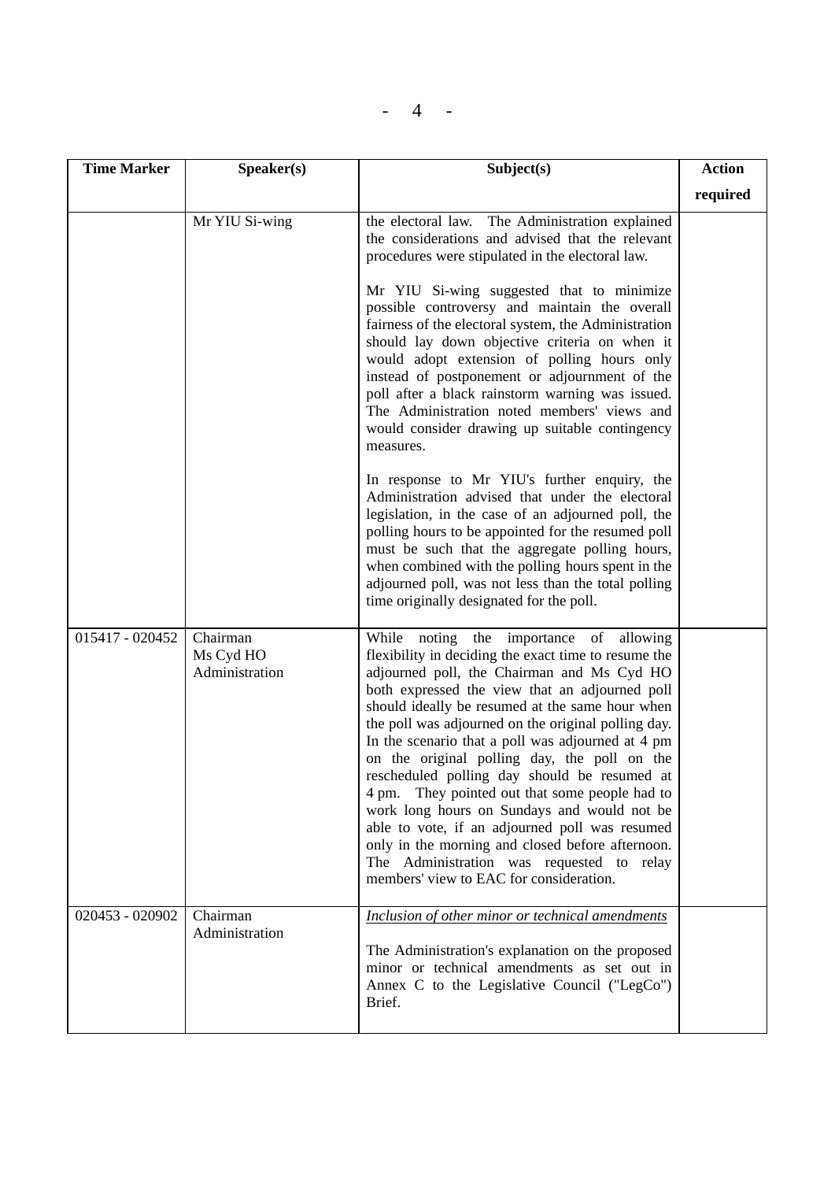| Time Marker | Speaker(s) | Subject(s) | Action required |
|---|---|---|---|
| | Mr YIU Si-wing | the electoral law. The Administration explained the considerations and advised that the relevant procedures were stipulated in the electoral law.<br><br>Mr YIU Si-wing suggested that to minimize possible controversy and maintain the overall fairness of the electoral system, the Administration should lay down objective criteria on when it would adopt extension of polling hours only instead of postponement or adjournment of the poll after a black rainstorm warning was issued. The Administration noted members' views and would consider drawing up suitable contingency measures.<br><br>In response to Mr YIU's further enquiry, the Administration advised that under the electoral legislation, in the case of an adjourned poll, the polling hours to be appointed for the resumed poll must be such that the aggregate polling hours, when combined with the polling hours spent in the adjourned poll, was not less than the total polling time originally designated for the poll. | |
| 015417 - 020452 | Chairman<br>Ms Cyd HO<br>Administration | While noting the importance of allowing flexibility in deciding the exact time to resume the adjourned poll, the Chairman and Ms Cyd HO both expressed the view that an adjourned poll should ideally be resumed at the same hour when the poll was adjourned on the original polling day. In the scenario that a poll was adjourned at 4 pm on the original polling day, the poll on the rescheduled polling day should be resumed at 4 pm. They pointed out that some people had to work long hours on Sundays and would not be able to vote, if an adjourned poll was resumed only in the morning and closed before afternoon. The Administration was requested to relay members' view to EAC for consideration. | |
| 020453 - 020902 | Chairman<br>Administration | *Inclusion of other minor or technical amendments*<br><br>The Administration's explanation on the proposed minor or technical amendments as set out in Annex C to the Legislative Council ("LegCo") Brief. | |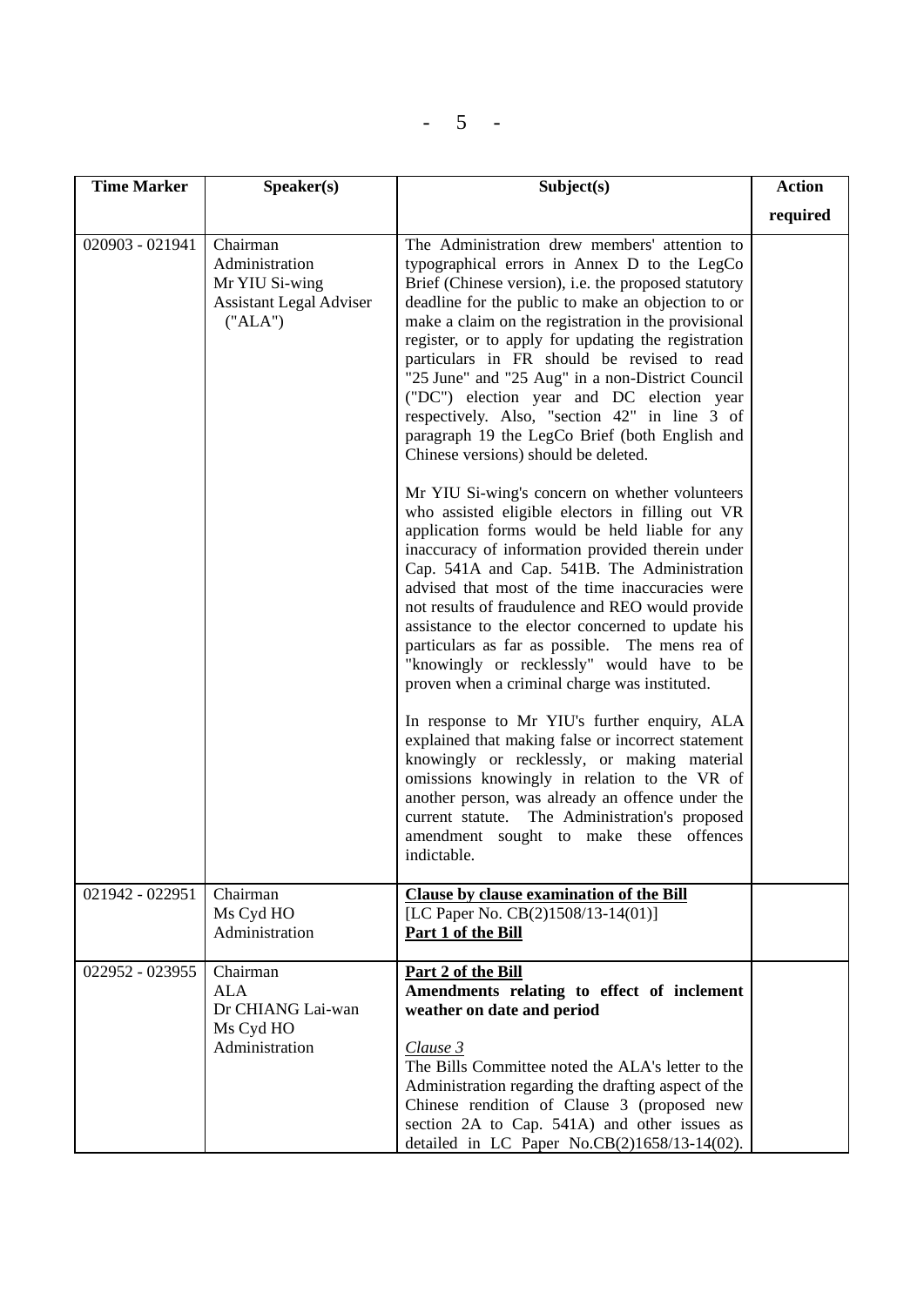| Time Marker | Speaker(s) | Subject(s) | Action required |
|---|---|---|---|
| 020903 - 021941 | Chairman<br>Administration<br>Mr YIU Si-wing<br>Assistant Legal Adviser ("ALA") | The Administration drew members' attention to typographical errors in Annex D to the LegCo Brief (Chinese version), i.e. the proposed statutory deadline for the public to make an objection to or make a claim on the registration in the provisional register, or to apply for updating the registration particulars in FR should be revised to read "25 June" and "25 Aug" in a non-District Council ("DC") election year and DC election year respectively. Also, "section 42" in line 3 of paragraph 19 the LegCo Brief (both English and Chinese versions) should be deleted.<br><br>Mr YIU Si-wing's concern on whether volunteers who assisted eligible electors in filling out VR application forms would be held liable for any inaccuracy of information provided therein under Cap. 541A and Cap. 541B. The Administration advised that most of the time inaccuracies were not results of fraudulence and REO would provide assistance to the elector concerned to update his particulars as far as possible. The mens rea of "knowingly or recklessly" would have to be proven when a criminal charge was instituted.<br><br>In response to Mr YIU's further enquiry, ALA explained that making false or incorrect statement knowingly or recklessly, or making material omissions knowingly in relation to the VR of another person, was already an offence under the current statute. The Administration's proposed amendment sought to make these offences indictable. | |
| 021942 - 022951 | Chairman<br>Ms Cyd HO<br>Administration | **Clause by clause examination of the Bill**<br>[LC Paper No. CB(2)1508/13-14(01)]<br>**Part 1 of the Bill** | |
| 022952 - 023955 | Chairman<br>ALA<br>Dr CHIANG Lai-wan<br>Ms Cyd HO<br>Administration | **Part 2 of the Bill**<br>**Amendments relating to effect of inclement weather on date and period**<br><br>*Clause 3*<br>The Bills Committee noted the ALA's letter to the Administration regarding the drafting aspect of the Chinese rendition of Clause 3 (proposed new section 2A to Cap. 541A) and other issues as detailed in LC Paper No.CB(2)1658/13-14(02). | |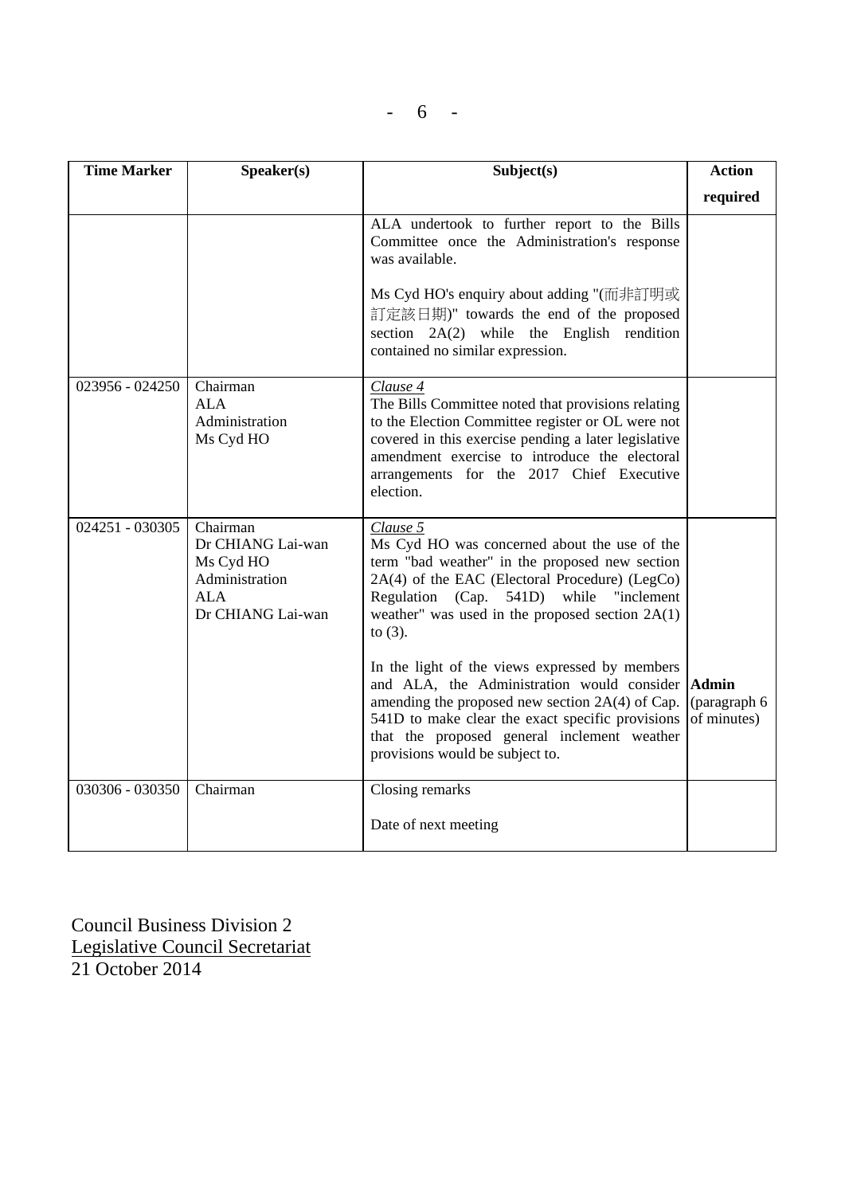| Time Marker | Speaker(s) | Subject(s) | Action required |
|---|---|---|---|
| | | ALA undertook to further report to the Bills Committee once the Administration's response was available.<br><br>Ms Cyd HO's enquiry about adding "(而非訂明或訂定該日期)" towards the end of the proposed section 2A(2) while the English rendition contained no similar expression. | |
| 023956 - 024250 | Chairman<br>ALA<br>Administration<br>Ms Cyd HO | _Clause 4_<br>The Bills Committee noted that provisions relating to the Election Committee register or OL were not covered in this exercise pending a later legislative amendment exercise to introduce the electoral arrangements for the 2017 Chief Executive election. | |
| 024251 - 030305 | Chairman<br>Dr CHIANG Lai-wan<br>Ms Cyd HO<br>Administration<br>ALA<br>Dr CHIANG Lai-wan | _Clause 5_<br>Ms Cyd HO was concerned about the use of the term "bad weather" in the proposed new section 2A(4) of the EAC (Electoral Procedure) (LegCo) Regulation (Cap. 541D) while "inclement weather" was used in the proposed section 2A(1) to (3).<br><br>In the light of the views expressed by members and ALA, the Administration would consider amending the proposed new section 2A(4) of Cap. 541D to make clear the exact specific provisions that the proposed general inclement weather provisions would be subject to. | **Admin** (paragraph 6 of minutes) |
| 030306 - 030350 | Chairman | Closing remarks<br><br>Date of next meeting | |

Council Business Division 2
Legislative Council Secretariat
21 October 2014